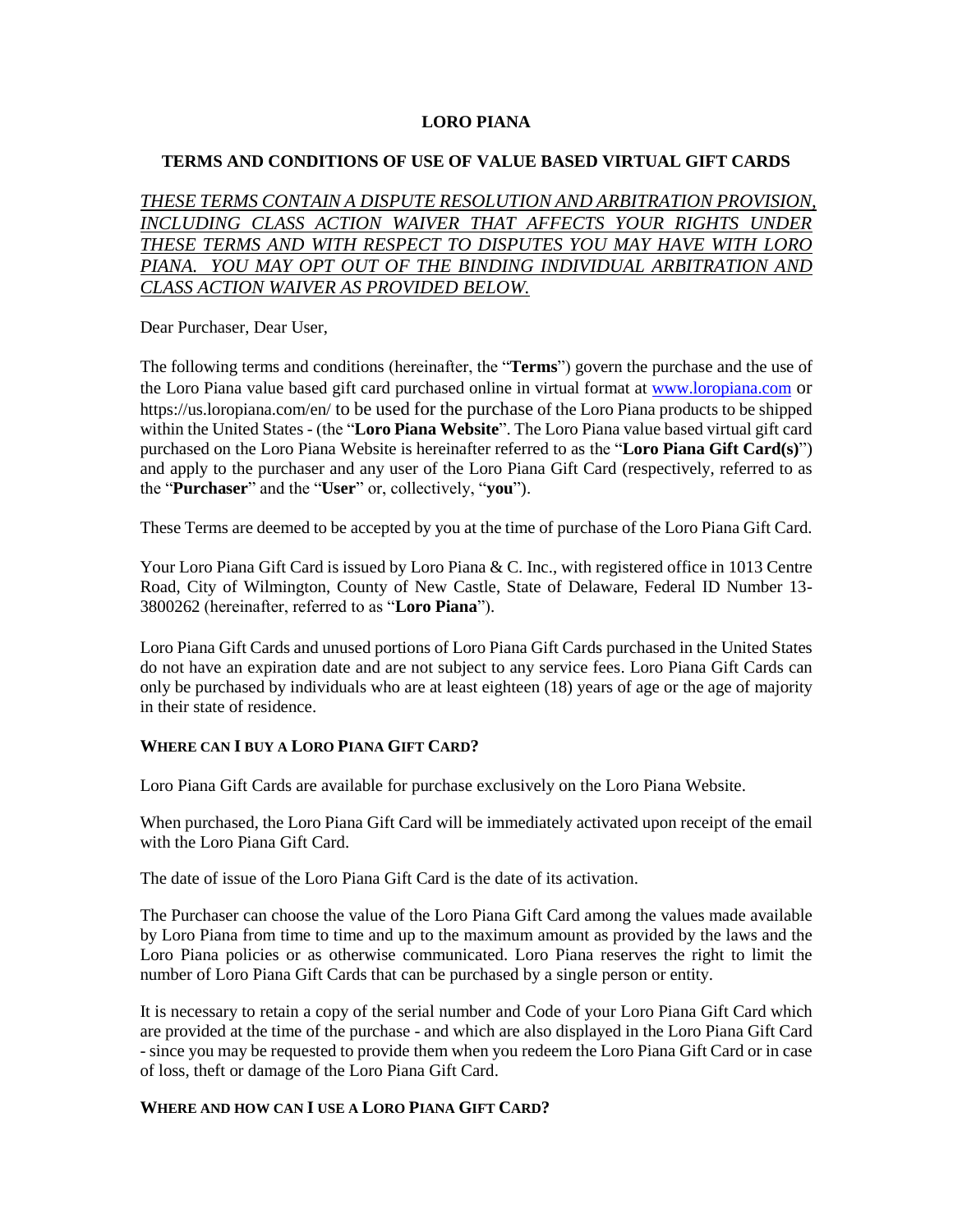# LORO PIANA

## TERMS AND CONDITIONS OF USE OF VALUE BASED VIRTUAL GIFT CARDS

*THESE TERMS CONTAIN A DISPUTE RESOLUTION AND ARBITRATION PROVISION, INCLUDING CLASS ACTION WAIVER THAT AFFECTS YOUR RIGHTS UNDER THESE TERMS AND WITH RESPECT TO DISPUTES YOU MAY HAVE WITH LORO PIANA. YOU MAY OPT OUT OF THE BINDING INDIVIDUAL ARBITRATION AND CLASS ACTION WAIVER AS PROVIDED BELOW.*

Dear Purchaser, Dear User,

The following terms and conditions (hereinafter, the "**Terms**") govern the purchase and the use of the Loro Piana value based gift card purchased online in virtual format at www.loropiana.com or https://us.loropiana.com/en/ to be used for the purchase of the Loro Piana products to be shipped within the United States - (the "**Loro Piana Website**". The Loro Piana value based virtual gift card purchased on the Loro Piana Website is hereinafter referred to as the "**Loro Piana Gift Card(s)**") and apply to the purchaser and any user of the Loro Piana Gift Card (respectively, referred to as the "**Purchaser**" and the "**User**" or, collectively, "**you**").

These Terms are deemed to be accepted by you at the time of purchase of the Loro Piana Gift Card.

Your Loro Piana Gift Card is issued by Loro Piana & C. Inc., with registered office in 1013 Centre Road, City of Wilmington, County of New Castle, State of Delaware, Federal ID Number 13-3800262 (hereinafter, referred to as "**Loro Piana**").

Loro Piana Gift Cards and unused portions of Loro Piana Gift Cards purchased in the United States do not have an expiration date and are not subject to any service fees. Loro Piana Gift Cards can only be purchased by individuals who are at least eighteen (18) years of age or the age of majority in their state of residence.

### WHERE CAN I BUY A LORO PIANA GIFT CARD?

Loro Piana Gift Cards are available for purchase exclusively on the Loro Piana Website.

When purchased, the Loro Piana Gift Card will be immediately activated upon receipt of the email with the Loro Piana Gift Card.

The date of issue of the Loro Piana Gift Card is the date of its activation.

The Purchaser can choose the value of the Loro Piana Gift Card among the values made available by Loro Piana from time to time and up to the maximum amount as provided by the laws and the Loro Piana policies or as otherwise communicated. Loro Piana reserves the right to limit the number of Loro Piana Gift Cards that can be purchased by a single person or entity.

It is necessary to retain a copy of the serial number and Code of your Loro Piana Gift Card which are provided at the time of the purchase - and which are also displayed in the Loro Piana Gift Card - since you may be requested to provide them when you redeem the Loro Piana Gift Card or in case of loss, theft or damage of the Loro Piana Gift Card.

### WHERE AND HOW CAN I USE A LORO PIANA GIFT CARD?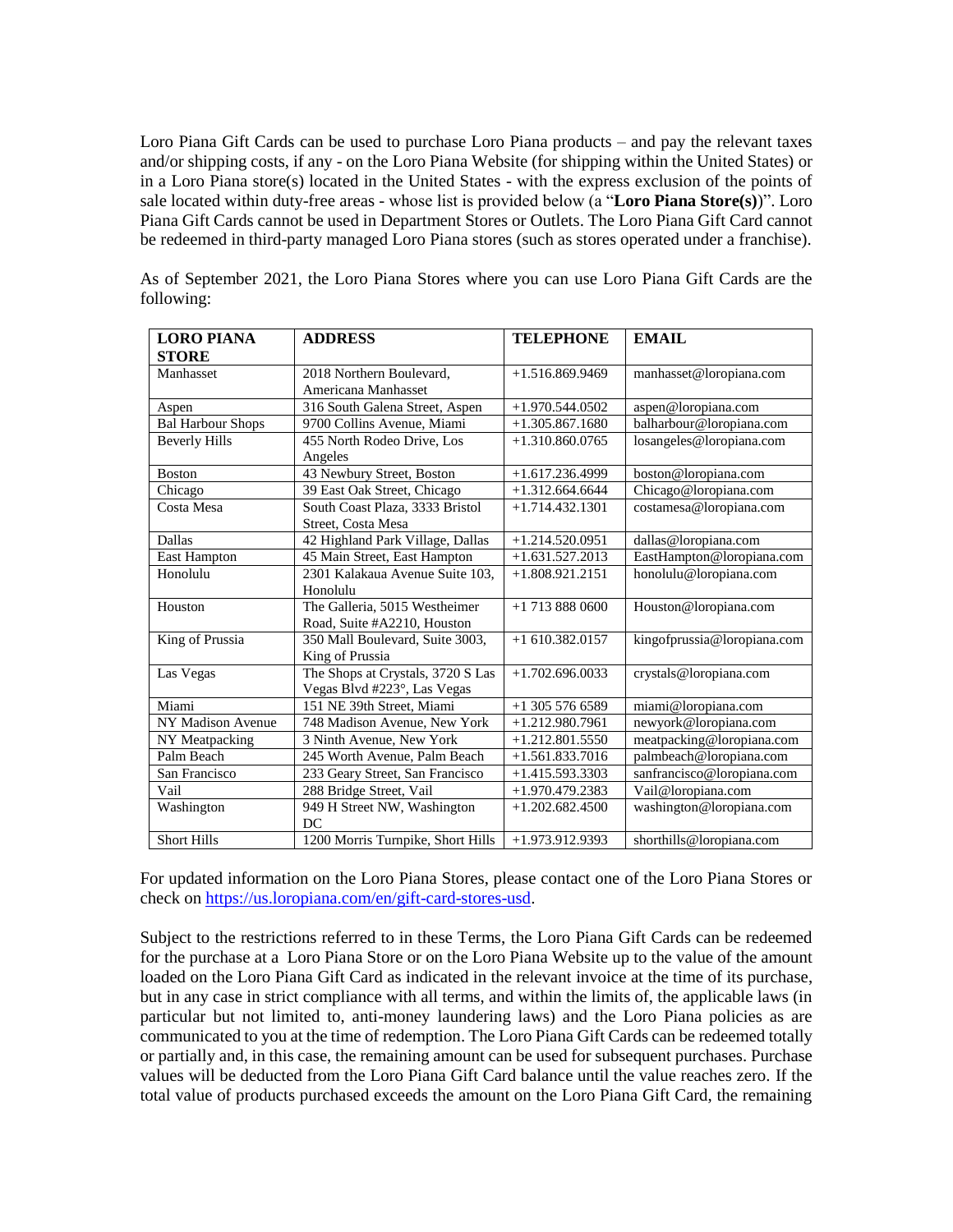Loro Piana Gift Cards can be used to purchase Loro Piana products – and pay the relevant taxes and/or shipping costs, if any - on the Loro Piana Website (for shipping within the United States) or in a Loro Piana store(s) located in the United States - with the express exclusion of the points of sale located within duty-free areas - whose list is provided below (a "**Loro Piana Store(s)**)". Loro Piana Gift Cards cannot be used in Department Stores or Outlets. The Loro Piana Gift Card cannot be redeemed in third-party managed Loro Piana stores (such as stores operated under a franchise).

As of September 2021, the Loro Piana Stores where you can use Loro Piana Gift Cards are the following:

| LORO PIANA STORE | ADDRESS | TELEPHONE | EMAIL |
|---|---|---|---|
| Manhasset | 2018 Northern Boulevard, Americana Manhasset | +1.516.869.9469 | manhasset@loropiana.com |
| Aspen | 316 South Galena Street, Aspen | +1.970.544.0502 | aspen@loropiana.com |
| Bal Harbour Shops | 9700 Collins Avenue, Miami | +1.305.867.1680 | balharbour@loropiana.com |
| Beverly Hills | 455 North Rodeo Drive, Los Angeles | +1.310.860.0765 | losangeles@loropiana.com |
| Boston | 43 Newbury Street, Boston | +1.617.236.4999 | boston@loropiana.com |
| Chicago | 39 East Oak Street, Chicago | +1.312.664.6644 | Chicago@loropiana.com |
| Costa Mesa | South Coast Plaza, 3333 Bristol Street, Costa Mesa | +1.714.432.1301 | costamesa@loropiana.com |
| Dallas | 42 Highland Park Village, Dallas | +1.214.520.0951 | dallas@loropiana.com |
| East Hampton | 45 Main Street, East Hampton | +1.631.527.2013 | EastHampton@loropiana.com |
| Honolulu | 2301 Kalakaua Avenue Suite 103, Honolulu | +1.808.921.2151 | honolulu@loropiana.com |
| Houston | The Galleria, 5015 Westheimer Road, Suite #A2210, Houston | +1 713 888 0600 | Houston@loropiana.com |
| King of Prussia | 350 Mall Boulevard, Suite 3003, King of Prussia | +1 610.382.0157 | kingofprussia@loropiana.com |
| Las Vegas | The Shops at Crystals, 3720 S Las Vegas Blvd #223°, Las Vegas | +1.702.696.0033 | crystals@loropiana.com |
| Miami | 151 NE 39th Street, Miami | +1 305 576 6589 | miami@loropiana.com |
| NY Madison Avenue | 748 Madison Avenue, New York | +1.212.980.7961 | newyork@loropiana.com |
| NY Meatpacking | 3 Ninth Avenue, New York | +1.212.801.5550 | meatpacking@loropiana.com |
| Palm Beach | 245 Worth Avenue, Palm Beach | +1.561.833.7016 | palmbeach@loropiana.com |
| San Francisco | 233 Geary Street, San Francisco | +1.415.593.3303 | sanfrancisco@loropiana.com |
| Vail | 288 Bridge Street, Vail | +1.970.479.2383 | Vail@loropiana.com |
| Washington | 949 H Street NW, Washington DC | +1.202.682.4500 | washington@loropiana.com |
| Short Hills | 1200 Morris Turnpike, Short Hills | +1.973.912.9393 | shorthills@loropiana.com |

For updated information on the Loro Piana Stores, please contact one of the Loro Piana Stores or check on https://us.loropiana.com/en/gift-card-stores-usd.

Subject to the restrictions referred to in these Terms, the Loro Piana Gift Cards can be redeemed for the purchase at a Loro Piana Store or on the Loro Piana Website up to the value of the amount loaded on the Loro Piana Gift Card as indicated in the relevant invoice at the time of its purchase, but in any case in strict compliance with all terms, and within the limits of, the applicable laws (in particular but not limited to, anti-money laundering laws) and the Loro Piana policies as are communicated to you at the time of redemption. The Loro Piana Gift Cards can be redeemed totally or partially and, in this case, the remaining amount can be used for subsequent purchases. Purchase values will be deducted from the Loro Piana Gift Card balance until the value reaches zero. If the total value of products purchased exceeds the amount on the Loro Piana Gift Card, the remaining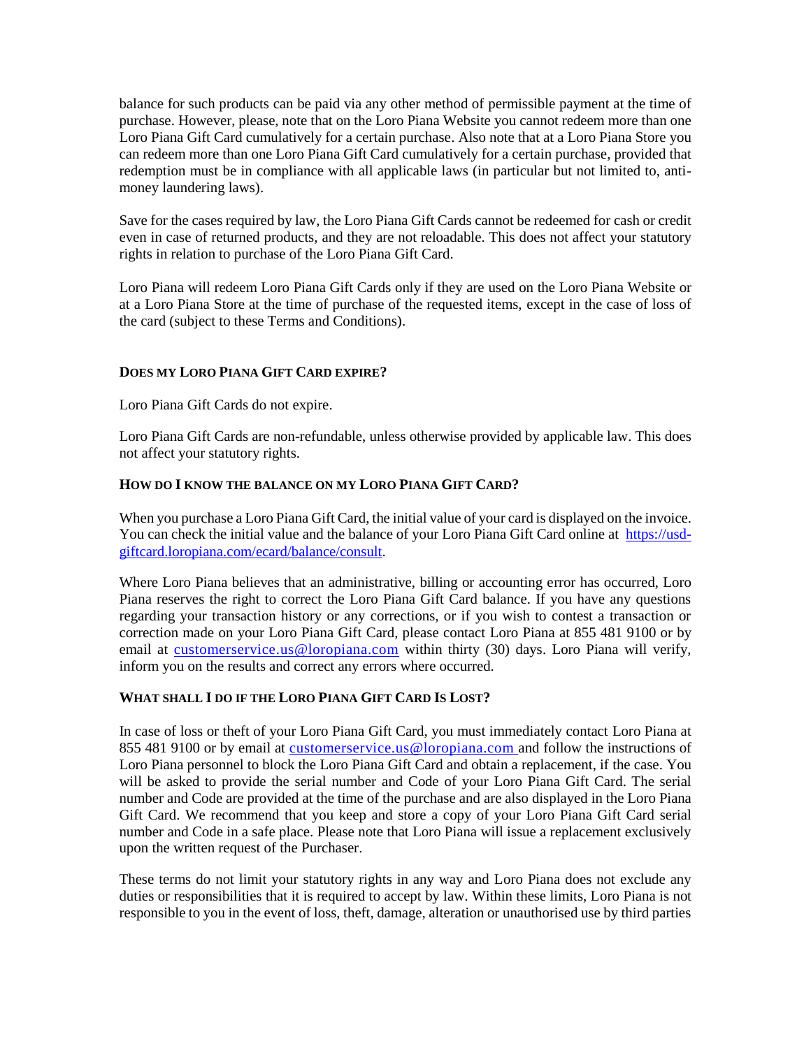balance for such products can be paid via any other method of permissible payment at the time of purchase. However, please, note that on the Loro Piana Website you cannot redeem more than one Loro Piana Gift Card cumulatively for a certain purchase. Also note that at a Loro Piana Store you can redeem more than one Loro Piana Gift Card cumulatively for a certain purchase, provided that redemption must be in compliance with all applicable laws (in particular but not limited to, anti-money laundering laws).

Save for the cases required by law, the Loro Piana Gift Cards cannot be redeemed for cash or credit even in case of returned products, and they are not reloadable. This does not affect your statutory rights in relation to purchase of the Loro Piana Gift Card.

Loro Piana will redeem Loro Piana Gift Cards only if they are used on the Loro Piana Website or at a Loro Piana Store at the time of purchase of the requested items, except in the case of loss of the card (subject to these Terms and Conditions).

**DOES MY LORO PIANA GIFT CARD EXPIRE?**

Loro Piana Gift Cards do not expire.

Loro Piana Gift Cards are non-refundable, unless otherwise provided by applicable law. This does not affect your statutory rights.

**HOW DO I KNOW THE BALANCE ON MY LORO PIANA GIFT CARD?**

When you purchase a Loro Piana Gift Card, the initial value of your card is displayed on the invoice. You can check the initial value and the balance of your Loro Piana Gift Card online at [https://usd-giftcard.loropiana.com/ecard/balance/consult](https://usd-giftcard.loropiana.com/ecard/balance/consult).

Where Loro Piana believes that an administrative, billing or accounting error has occurred, Loro Piana reserves the right to correct the Loro Piana Gift Card balance. If you have any questions regarding your transaction history or any corrections, or if you wish to contest a transaction or correction made on your Loro Piana Gift Card, please contact Loro Piana at 855 481 9100 or by email at customerservice.us@loropiana.com within thirty (30) days. Loro Piana will verify, inform you on the results and correct any errors where occurred.

**WHAT SHALL I DO IF THE LORO PIANA GIFT CARD IS LOST?**

In case of loss or theft of your Loro Piana Gift Card, you must immediately contact Loro Piana at 855 481 9100 or by email at customerservice.us@loropiana.com and follow the instructions of Loro Piana personnel to block the Loro Piana Gift Card and obtain a replacement, if the case. You will be asked to provide the serial number and Code of your Loro Piana Gift Card. The serial number and Code are provided at the time of the purchase and are also displayed in the Loro Piana Gift Card. We recommend that you keep and store a copy of your Loro Piana Gift Card serial number and Code in a safe place. Please note that Loro Piana will issue a replacement exclusively upon the written request of the Purchaser.

These terms do not limit your statutory rights in any way and Loro Piana does not exclude any duties or responsibilities that it is required to accept by law. Within these limits, Loro Piana is not responsible to you in the event of loss, theft, damage, alteration or unauthorised use by third parties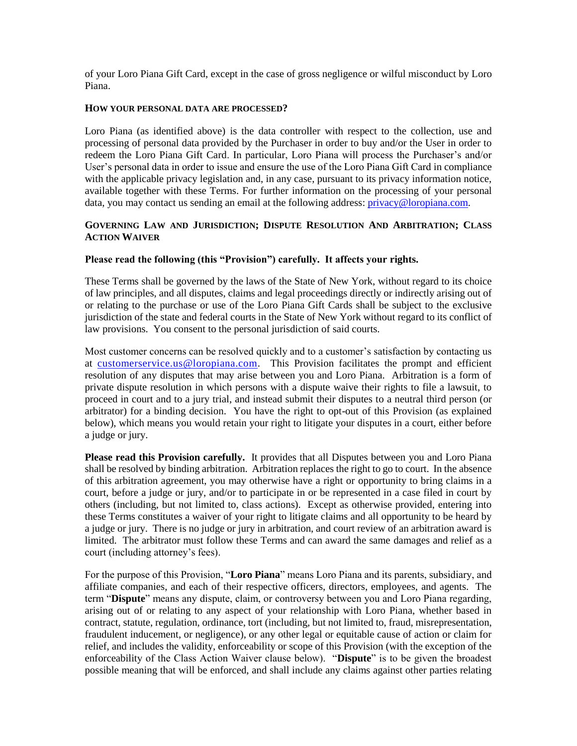of your Loro Piana Gift Card, except in the case of gross negligence or wilful misconduct by Loro Piana.

**HOW YOUR PERSONAL DATA ARE PROCESSED?**

Loro Piana (as identified above) is the data controller with respect to the collection, use and processing of personal data provided by the Purchaser in order to buy and/or the User in order to redeem the Loro Piana Gift Card. In particular, Loro Piana will process the Purchaser's and/or User's personal data in order to issue and ensure the use of the Loro Piana Gift Card in compliance with the applicable privacy legislation and, in any case, pursuant to its privacy information notice, available together with these Terms. For further information on the processing of your personal data, you may contact us sending an email at the following address: privacy@loropiana.com.

**GOVERNING LAW AND JURISDICTION; DISPUTE RESOLUTION AND ARBITRATION; CLASS ACTION WAIVER**

**Please read the following (this "Provision") carefully. It affects your rights.**

These Terms shall be governed by the laws of the State of New York, without regard to its choice of law principles, and all disputes, claims and legal proceedings directly or indirectly arising out of or relating to the purchase or use of the Loro Piana Gift Cards shall be subject to the exclusive jurisdiction of the state and federal courts in the State of New York without regard to its conflict of law provisions. You consent to the personal jurisdiction of said courts.

Most customer concerns can be resolved quickly and to a customer's satisfaction by contacting us at customerservice.us@loropiana.com. This Provision facilitates the prompt and efficient resolution of any disputes that may arise between you and Loro Piana. Arbitration is a form of private dispute resolution in which persons with a dispute waive their rights to file a lawsuit, to proceed in court and to a jury trial, and instead submit their disputes to a neutral third person (or arbitrator) for a binding decision. You have the right to opt-out of this Provision (as explained below), which means you would retain your right to litigate your disputes in a court, either before a judge or jury.

**Please read this Provision carefully.** It provides that all Disputes between you and Loro Piana shall be resolved by binding arbitration. Arbitration replaces the right to go to court. In the absence of this arbitration agreement, you may otherwise have a right or opportunity to bring claims in a court, before a judge or jury, and/or to participate in or be represented in a case filed in court by others (including, but not limited to, class actions). Except as otherwise provided, entering into these Terms constitutes a waiver of your right to litigate claims and all opportunity to be heard by a judge or jury. There is no judge or jury in arbitration, and court review of an arbitration award is limited. The arbitrator must follow these Terms and can award the same damages and relief as a court (including attorney's fees).

For the purpose of this Provision, "**Loro Piana**" means Loro Piana and its parents, subsidiary, and affiliate companies, and each of their respective officers, directors, employees, and agents. The term "**Dispute**" means any dispute, claim, or controversy between you and Loro Piana regarding, arising out of or relating to any aspect of your relationship with Loro Piana, whether based in contract, statute, regulation, ordinance, tort (including, but not limited to, fraud, misrepresentation, fraudulent inducement, or negligence), or any other legal or equitable cause of action or claim for relief, and includes the validity, enforceability or scope of this Provision (with the exception of the enforceability of the Class Action Waiver clause below). "**Dispute**" is to be given the broadest possible meaning that will be enforced, and shall include any claims against other parties relating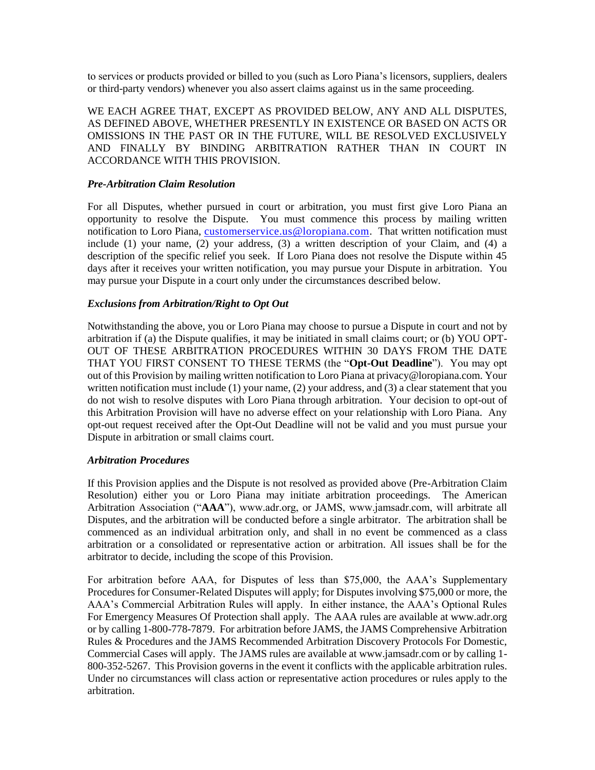to services or products provided or billed to you (such as Loro Piana's licensors, suppliers, dealers or third-party vendors) whenever you also assert claims against us in the same proceeding.

WE EACH AGREE THAT, EXCEPT AS PROVIDED BELOW, ANY AND ALL DISPUTES, AS DEFINED ABOVE, WHETHER PRESENTLY IN EXISTENCE OR BASED ON ACTS OR OMISSIONS IN THE PAST OR IN THE FUTURE, WILL BE RESOLVED EXCLUSIVELY AND FINALLY BY BINDING ARBITRATION RATHER THAN IN COURT IN ACCORDANCE WITH THIS PROVISION.

***Pre-Arbitration Claim Resolution***

For all Disputes, whether pursued in court or arbitration, you must first give Loro Piana an opportunity to resolve the Dispute. You must commence this process by mailing written notification to Loro Piana, customerservice.us@loropiana.com. That written notification must include (1) your name, (2) your address, (3) a written description of your Claim, and (4) a description of the specific relief you seek. If Loro Piana does not resolve the Dispute within 45 days after it receives your written notification, you may pursue your Dispute in arbitration. You may pursue your Dispute in a court only under the circumstances described below.

***Exclusions from Arbitration/Right to Opt Out***

Notwithstanding the above, you or Loro Piana may choose to pursue a Dispute in court and not by arbitration if (a) the Dispute qualifies, it may be initiated in small claims court; or (b) YOU OPT-OUT OF THESE ARBITRATION PROCEDURES WITHIN 30 DAYS FROM THE DATE THAT YOU FIRST CONSENT TO THESE TERMS (the "**Opt-Out Deadline**"). You may opt out of this Provision by mailing written notification to Loro Piana at privacy@loropiana.com. Your written notification must include (1) your name, (2) your address, and (3) a clear statement that you do not wish to resolve disputes with Loro Piana through arbitration. Your decision to opt-out of this Arbitration Provision will have no adverse effect on your relationship with Loro Piana. Any opt-out request received after the Opt-Out Deadline will not be valid and you must pursue your Dispute in arbitration or small claims court.

***Arbitration Procedures***

If this Provision applies and the Dispute is not resolved as provided above (Pre-Arbitration Claim Resolution) either you or Loro Piana may initiate arbitration proceedings. The American Arbitration Association ("**AAA**"), www.adr.org, or JAMS, www.jamsadr.com, will arbitrate all Disputes, and the arbitration will be conducted before a single arbitrator. The arbitration shall be commenced as an individual arbitration only, and shall in no event be commenced as a class arbitration or a consolidated or representative action or arbitration. All issues shall be for the arbitrator to decide, including the scope of this Provision.

For arbitration before AAA, for Disputes of less than $75,000, the AAA's Supplementary Procedures for Consumer-Related Disputes will apply; for Disputes involving $75,000 or more, the AAA's Commercial Arbitration Rules will apply. In either instance, the AAA's Optional Rules For Emergency Measures Of Protection shall apply. The AAA rules are available at www.adr.org or by calling 1-800-778-7879. For arbitration before JAMS, the JAMS Comprehensive Arbitration Rules & Procedures and the JAMS Recommended Arbitration Discovery Protocols For Domestic, Commercial Cases will apply. The JAMS rules are available at www.jamsadr.com or by calling 1-800-352-5267. This Provision governs in the event it conflicts with the applicable arbitration rules. Under no circumstances will class action or representative action procedures or rules apply to the arbitration.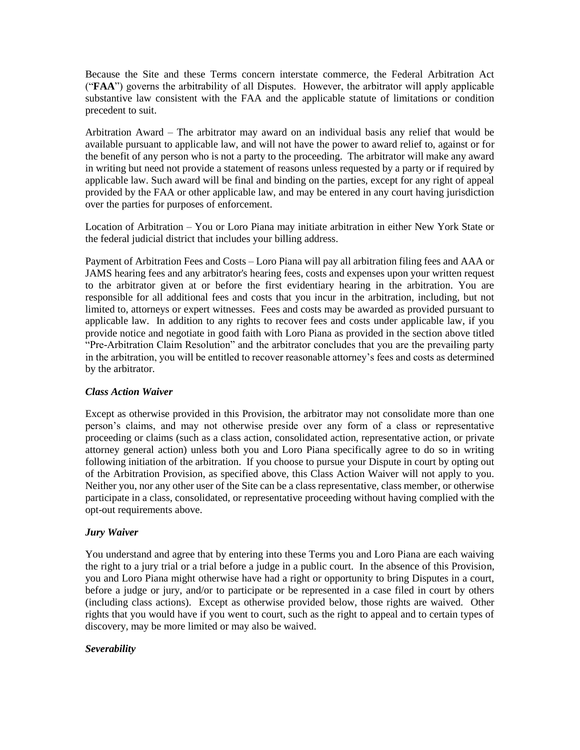Because the Site and these Terms concern interstate commerce, the Federal Arbitration Act ("**FAA**") governs the arbitrability of all Disputes. However, the arbitrator will apply applicable substantive law consistent with the FAA and the applicable statute of limitations or condition precedent to suit.

Arbitration Award – The arbitrator may award on an individual basis any relief that would be available pursuant to applicable law, and will not have the power to award relief to, against or for the benefit of any person who is not a party to the proceeding. The arbitrator will make any award in writing but need not provide a statement of reasons unless requested by a party or if required by applicable law. Such award will be final and binding on the parties, except for any right of appeal provided by the FAA or other applicable law, and may be entered in any court having jurisdiction over the parties for purposes of enforcement.

Location of Arbitration – You or Loro Piana may initiate arbitration in either New York State or the federal judicial district that includes your billing address.

Payment of Arbitration Fees and Costs – Loro Piana will pay all arbitration filing fees and AAA or JAMS hearing fees and any arbitrator's hearing fees, costs and expenses upon your written request to the arbitrator given at or before the first evidentiary hearing in the arbitration. You are responsible for all additional fees and costs that you incur in the arbitration, including, but not limited to, attorneys or expert witnesses. Fees and costs may be awarded as provided pursuant to applicable law. In addition to any rights to recover fees and costs under applicable law, if you provide notice and negotiate in good faith with Loro Piana as provided in the section above titled "Pre-Arbitration Claim Resolution" and the arbitrator concludes that you are the prevailing party in the arbitration, you will be entitled to recover reasonable attorney's fees and costs as determined by the arbitrator.

***Class Action Waiver***

Except as otherwise provided in this Provision, the arbitrator may not consolidate more than one person's claims, and may not otherwise preside over any form of a class or representative proceeding or claims (such as a class action, consolidated action, representative action, or private attorney general action) unless both you and Loro Piana specifically agree to do so in writing following initiation of the arbitration. If you choose to pursue your Dispute in court by opting out of the Arbitration Provision, as specified above, this Class Action Waiver will not apply to you. Neither you, nor any other user of the Site can be a class representative, class member, or otherwise participate in a class, consolidated, or representative proceeding without having complied with the opt-out requirements above.

***Jury Waiver***

You understand and agree that by entering into these Terms you and Loro Piana are each waiving the right to a jury trial or a trial before a judge in a public court. In the absence of this Provision, you and Loro Piana might otherwise have had a right or opportunity to bring Disputes in a court, before a judge or jury, and/or to participate or be represented in a case filed in court by others (including class actions). Except as otherwise provided below, those rights are waived. Other rights that you would have if you went to court, such as the right to appeal and to certain types of discovery, may be more limited or may also be waived.

***Severability***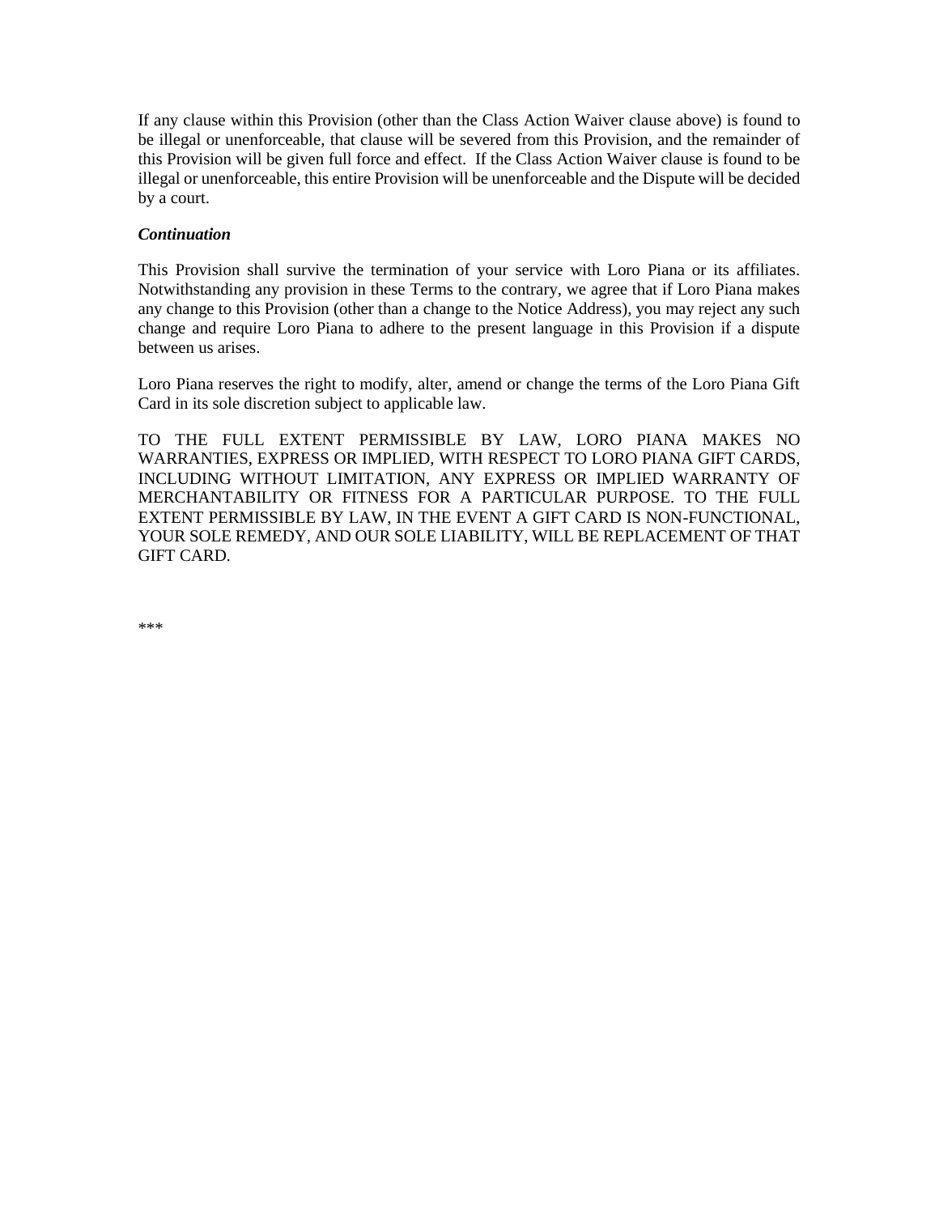If any clause within this Provision (other than the Class Action Waiver clause above) is found to be illegal or unenforceable, that clause will be severed from this Provision, and the remainder of this Provision will be given full force and effect. If the Class Action Waiver clause is found to be illegal or unenforceable, this entire Provision will be unenforceable and the Dispute will be decided by a court.

***Continuation***

This Provision shall survive the termination of your service with Loro Piana or its affiliates. Notwithstanding any provision in these Terms to the contrary, we agree that if Loro Piana makes any change to this Provision (other than a change to the Notice Address), you may reject any such change and require Loro Piana to adhere to the present language in this Provision if a dispute between us arises.

Loro Piana reserves the right to modify, alter, amend or change the terms of the Loro Piana Gift Card in its sole discretion subject to applicable law.

TO THE FULL EXTENT PERMISSIBLE BY LAW, LORO PIANA MAKES NO WARRANTIES, EXPRESS OR IMPLIED, WITH RESPECT TO LORO PIANA GIFT CARDS, INCLUDING WITHOUT LIMITATION, ANY EXPRESS OR IMPLIED WARRANTY OF MERCHANTABILITY OR FITNESS FOR A PARTICULAR PURPOSE. TO THE FULL EXTENT PERMISSIBLE BY LAW, IN THE EVENT A GIFT CARD IS NON-FUNCTIONAL, YOUR SOLE REMEDY, AND OUR SOLE LIABILITY, WILL BE REPLACEMENT OF THAT GIFT CARD.

***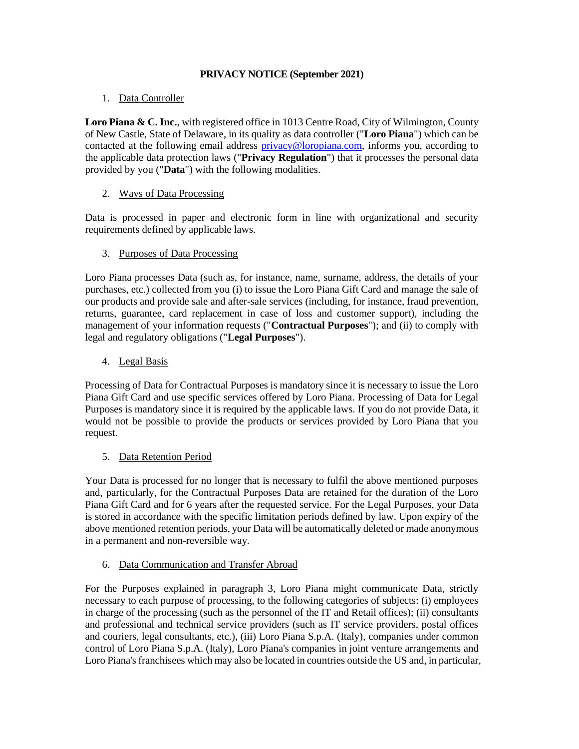**PRIVACY NOTICE (September 2021)**

1. Data Controller

**Loro Piana & C. Inc.**, with registered office in 1013 Centre Road, City of Wilmington, County of New Castle, State of Delaware, in its quality as data controller ("**Loro Piana**") which can be contacted at the following email address privacy@loropiana.com, informs you, according to the applicable data protection laws ("**Privacy Regulation**") that it processes the personal data provided by you ("**Data**") with the following modalities.

2. Ways of Data Processing

Data is processed in paper and electronic form in line with organizational and security requirements defined by applicable laws.

3. Purposes of Data Processing

Loro Piana processes Data (such as, for instance, name, surname, address, the details of your purchases, etc.) collected from you (i) to issue the Loro Piana Gift Card and manage the sale of our products and provide sale and after-sale services (including, for instance, fraud prevention, returns, guarantee, card replacement in case of loss and customer support), including the management of your information requests ("**Contractual Purposes**"); and (ii) to comply with legal and regulatory obligations ("**Legal Purposes**").

4. Legal Basis

Processing of Data for Contractual Purposes is mandatory since it is necessary to issue the Loro Piana Gift Card and use specific services offered by Loro Piana. Processing of Data for Legal Purposes is mandatory since it is required by the applicable laws. If you do not provide Data, it would not be possible to provide the products or services provided by Loro Piana that you request.

5. Data Retention Period

Your Data is processed for no longer that is necessary to fulfil the above mentioned purposes and, particularly, for the Contractual Purposes Data are retained for the duration of the Loro Piana Gift Card and for 6 years after the requested service. For the Legal Purposes, your Data is stored in accordance with the specific limitation periods defined by law. Upon expiry of the above mentioned retention periods, your Data will be automatically deleted or made anonymous in a permanent and non-reversible way.

6. Data Communication and Transfer Abroad

For the Purposes explained in paragraph 3, Loro Piana might communicate Data, strictly necessary to each purpose of processing, to the following categories of subjects: (i) employees in charge of the processing (such as the personnel of the IT and Retail offices); (ii) consultants and professional and technical service providers (such as IT service providers, postal offices and couriers, legal consultants, etc.), (iii) Loro Piana S.p.A. (Italy), companies under common control of Loro Piana S.p.A. (Italy), Loro Piana's companies in joint venture arrangements and Loro Piana's franchisees which may also be located in countries outside the US and, in particular,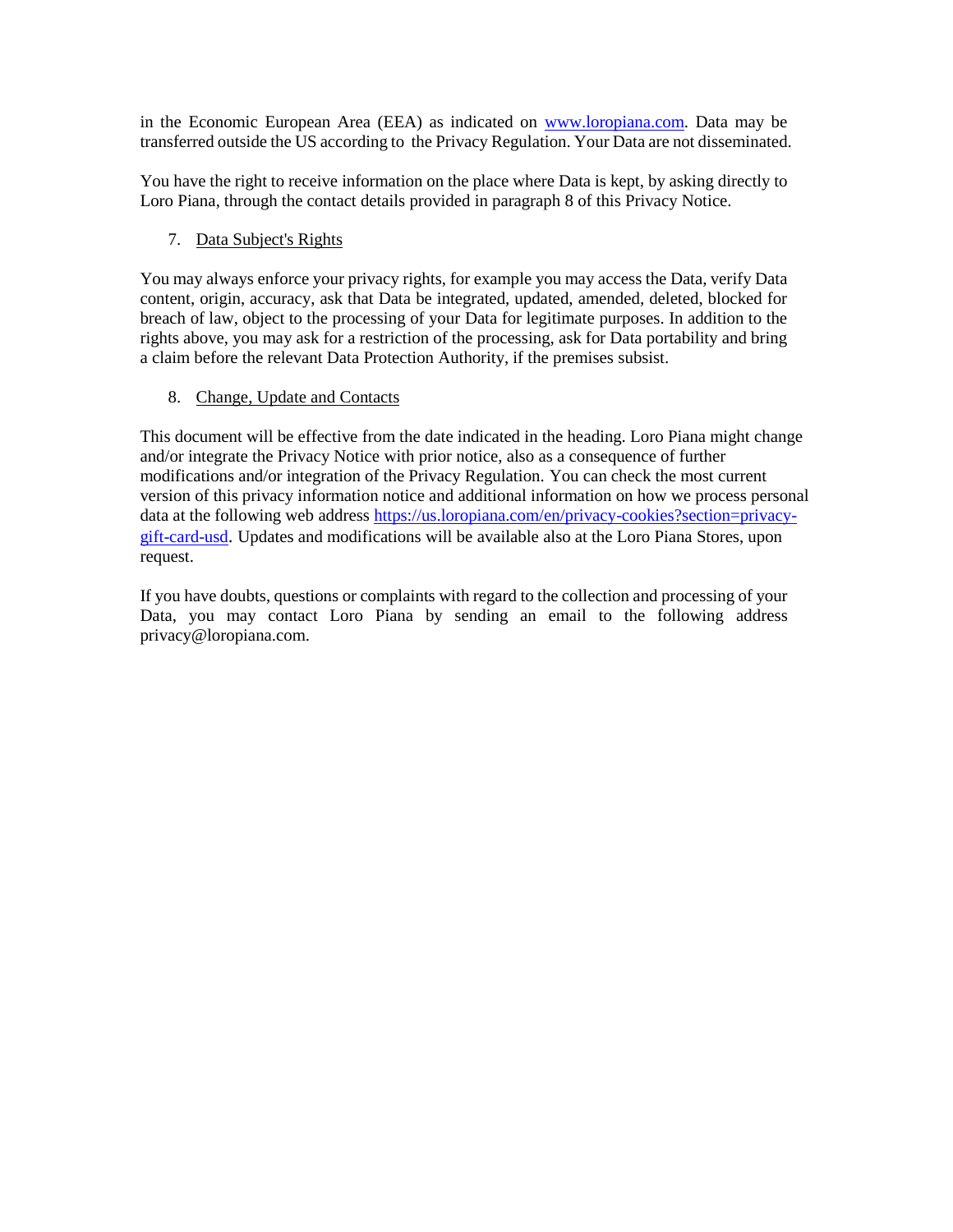in the Economic European Area (EEA) as indicated on [www.loropiana.com](http://www.loropiana.com). Data may be transferred outside the US according to the Privacy Regulation. Your Data are not disseminated.

You have the right to receive information on the place where Data is kept, by asking directly to Loro Piana, through the contact details provided in paragraph 8 of this Privacy Notice.

7. Data Subject's Rights

You may always enforce your privacy rights, for example you may access the Data, verify Data content, origin, accuracy, ask that Data be integrated, updated, amended, deleted, blocked for breach of law, object to the processing of your Data for legitimate purposes. In addition to the rights above, you may ask for a restriction of the processing, ask for Data portability and bring a claim before the relevant Data Protection Authority, if the premises subsist.

8. Change, Update and Contacts

This document will be effective from the date indicated in the heading. Loro Piana might change and/or integrate the Privacy Notice with prior notice, also as a consequence of further modifications and/or integration of the Privacy Regulation. You can check the most current version of this privacy information notice and additional information on how we process personal data at the following web address [https://us.loropiana.com/en/privacy-cookies?section=privacy-gift-card-usd](https://us.loropiana.com/en/privacy-cookies?section=privacy-gift-card-usd). Updates and modifications will be available also at the Loro Piana Stores, upon request.

If you have doubts, questions or complaints with regard to the collection and processing of your Data, you may contact Loro Piana by sending an email to the following address privacy@loropiana.com.